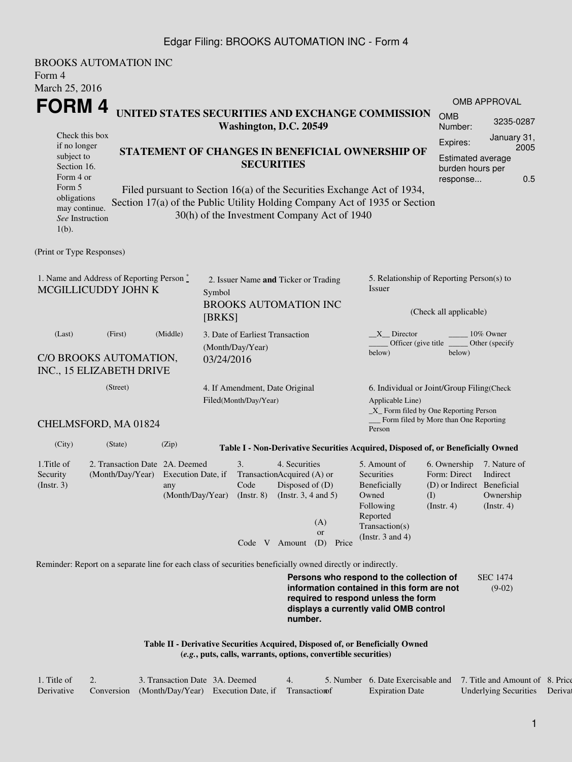Edgar Filing: BROOKS AUTOMATION INC - Form 4

BROOKS AUTOMATION INC
Form 4
March 25, 2016

# FORM 4

## UNITED STATES SECURITIES AND EXCHANGE COMMISSION
**Washington, D.C. 20549**

| OMB APPROVAL | |
|---|---|
| OMB Number: | 3235-0287 |
| Expires: | January 31, 2005 |
| Estimated average burden hours per response... | 0.5 |

Check this box if no longer subject to Section 16. Form 4 or Form 5 obligations may continue. *See* Instruction 1(b).

## STATEMENT OF CHANGES IN BENEFICIAL OWNERSHIP OF SECURITIES

Filed pursuant to Section 16(a) of the Securities Exchange Act of 1934, Section 17(a) of the Public Utility Holding Company Act of 1935 or Section 30(h) of the Investment Company Act of 1940

(Print or Type Responses)

1. Name and Address of Reporting Person *
MCGILLICUDDY JOHN K

(Last) (First) (Middle)

C/O BROOKS AUTOMATION, INC., 15 ELIZABETH DRIVE

(Street)

CHELMSFORD, MA 01824

(City) (State) (Zip)

2. Issuer Name **and** Ticker or Trading Symbol
BROOKS AUTOMATION INC [BRKS]

3. Date of Earliest Transaction (Month/Day/Year)
03/24/2016

4. If Amendment, Date Original Filed(Month/Day/Year)

5. Relationship of Reporting Person(s) to Issuer

(Check all applicable)

\_\_X\_\_ Director \_\_\_\_\_ 10% Owner
\_\_\_\_\_ Officer (give title below) \_\_\_\_\_ Other (specify below)

6. Individual or Joint/Group Filing(Check Applicable Line)
\_X\_ Form filed by One Reporting Person
\_\_\_ Form filed by More than One Reporting Person

**Table I - Non-Derivative Securities Acquired, Disposed of, or Beneficially Owned**

| 1.Title of Security (Instr. 3) | 2. Transaction Date (Month/Day/Year) | 2A. Deemed Execution Date, if any (Month/Day/Year) | 3. Transaction Code (Instr. 8) | | 4. Securities Acquired (A) or Disposed of (D) (Instr. 3, 4 and 5) | | | 5. Amount of Securities Beneficially Owned Following Reported Transaction(s) (Instr. 3 and 4) | 6. Ownership Form: Direct (D) or Indirect (I) (Instr. 4) | 7. Nature of Indirect Beneficial Ownership (Instr. 4) |
|---|---|---|---|---|---|---|---|---|---|---|
| | | | Code | V | Amount | (A) or (D) | Price | | | |

Reminder: Report on a separate line for each class of securities beneficially owned directly or indirectly.

**Persons who respond to the collection of information contained in this form are not required to respond unless the form displays a currently valid OMB control number.**

SEC 1474 (9-02)

**Table II - Derivative Securities Acquired, Disposed of, or Beneficially Owned**
**(*e.g.*, puts, calls, warrants, options, convertible securities)**

| 1. Title of Derivative | 2. Conversion | 3. Transaction Date (Month/Day/Year) | 3A. Deemed Execution Date, if | 4. Transaction | 5. Number of | 6. Date Exercisable and Expiration Date | 7. Title and Amount of Underlying Securities | 8. Price Derivat |
|---|---|---|---|---|---|---|---|---|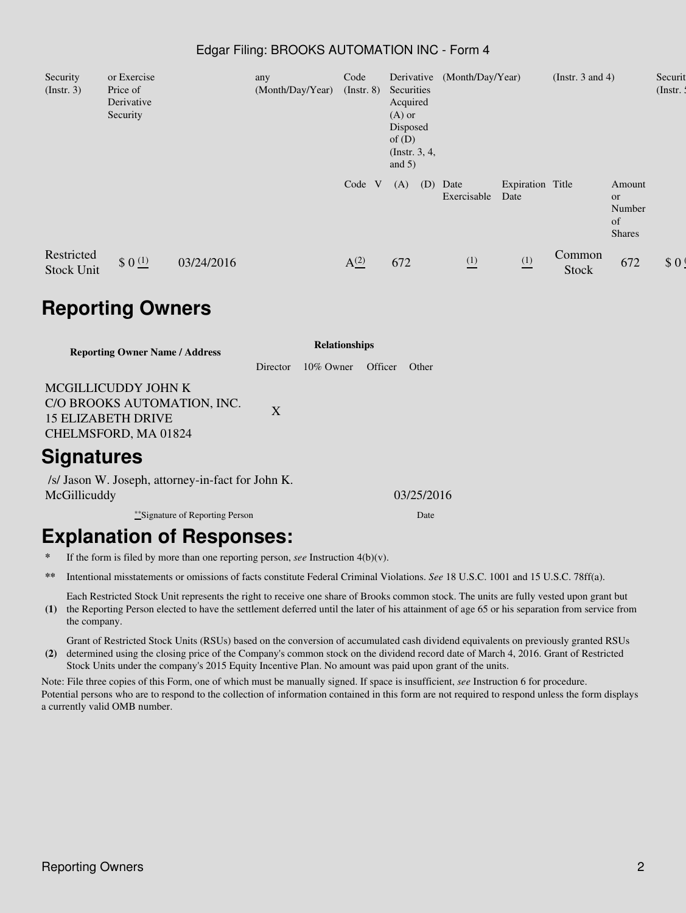| Security (Instr. 3) | or Exercise Price of Derivative Security | | any (Month/Day/Year) | Code (Instr. 8) | | Derivative Securities Acquired (A) or Disposed of (D) (Instr. 3, 4, and 5) | | (Month/Day/Year) | | (Instr. 3 and 4) | | Securit (Instr. 5 |
|---|---|---|---|---|---|---|---|---|---|---|---|---|
| | | | | Code | V | (A) | (D) | Date Exercisable | Expiration Date | Title | Amount or Number of Shares | |
| Restricted Stock Unit | $ 0 (1) | 03/24/2016 | | A (2) | | 672 | | (1) | (1) | Common Stock | 672 | $ 0 |

## Reporting Owners

| Reporting Owner Name / Address | Relationships | | | |
|---|---|---|---|---|
| | Director | 10% Owner | Officer | Other |
| MCGILLICUDDY JOHN K<br>C/O BROOKS AUTOMATION, INC.<br>15 ELIZABETH DRIVE<br>CHELMSFORD, MA 01824 | X | | | |

## Signatures

| | |
|---|---|
| /s/ Jason W. Joseph, attorney-in-fact for John K. McGillicuddy | 03/25/2016 |
| **Signature of Reporting Person | Date |

## Explanation of Responses:

\* If the form is filed by more than one reporting person, *see* Instruction 4(b)(v).

** Intentional misstatements or omissions of facts constitute Federal Criminal Violations. *See* 18 U.S.C. 1001 and 15 U.S.C. 78ff(a).

**(1)** Each Restricted Stock Unit represents the right to receive one share of Brooks common stock. The units are fully vested upon grant but the Reporting Person elected to have the settlement deferred until the later of his attainment of age 65 or his separation from service from the company.

**(2)** Grant of Restricted Stock Units (RSUs) based on the conversion of accumulated cash dividend equivalents on previously granted RSUs determined using the closing price of the Company's common stock on the dividend record date of March 4, 2016. Grant of Restricted Stock Units under the company's 2015 Equity Incentive Plan. No amount was paid upon grant of the units.

Note: File three copies of this Form, one of which must be manually signed. If space is insufficient, *see* Instruction 6 for procedure.
Potential persons who are to respond to the collection of information contained in this form are not required to respond unless the form displays a currently valid OMB number.